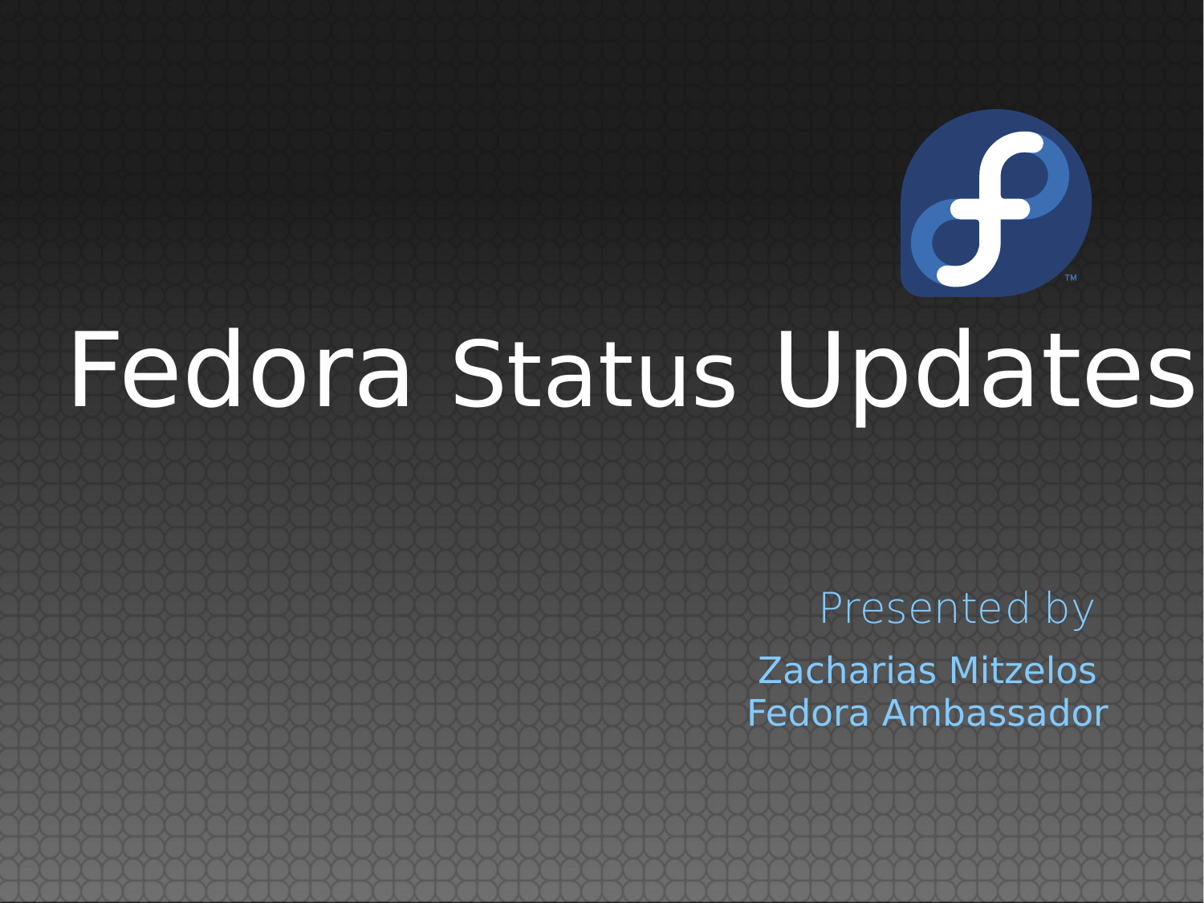# Fedora Status Updates

Presented by

Zacharias Mitzelos
Fedora Ambassador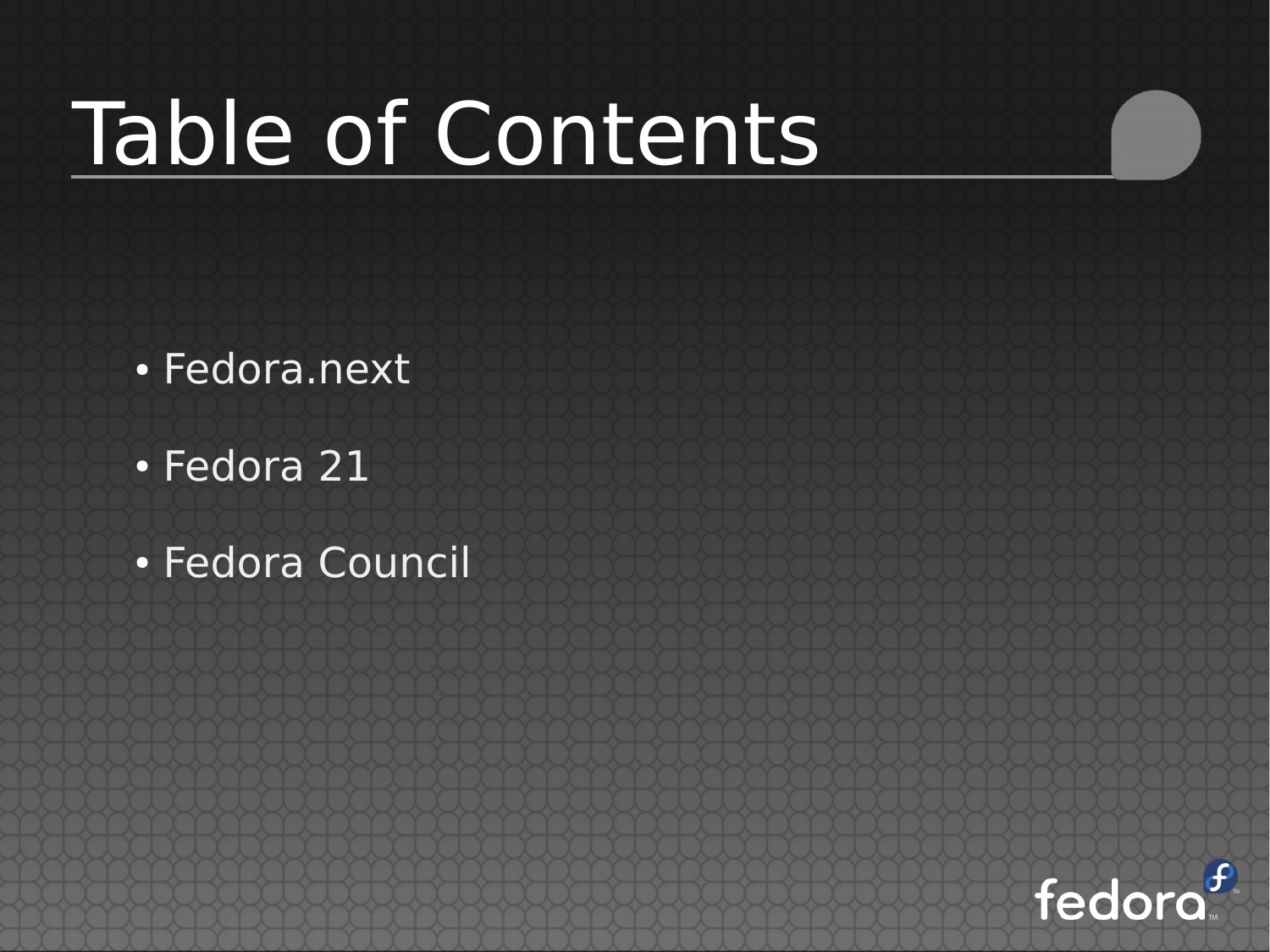# Table of Contents

- Fedora.next
- Fedora 21
- Fedora Council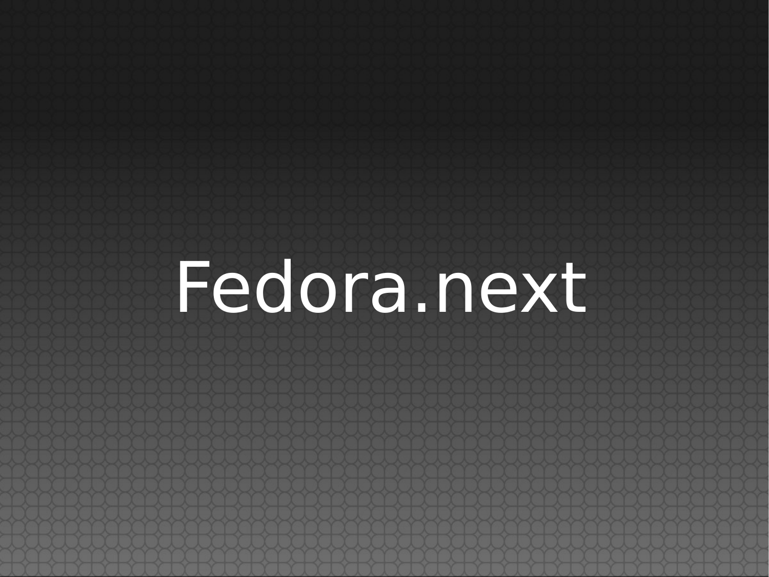# Fedora.next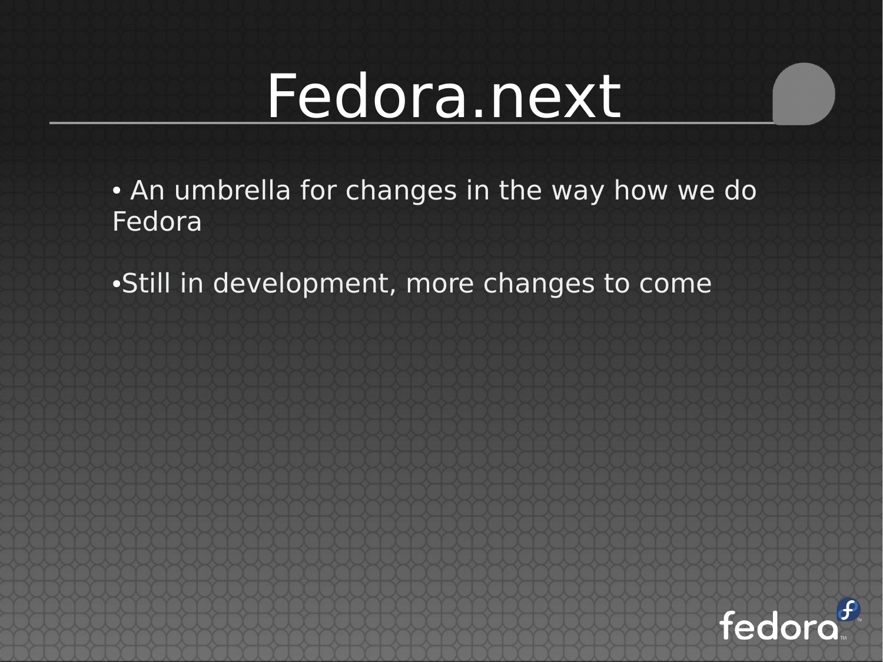# Fedora.next

- An umbrella for changes in the way how we do Fedora
- Still in development, more changes to come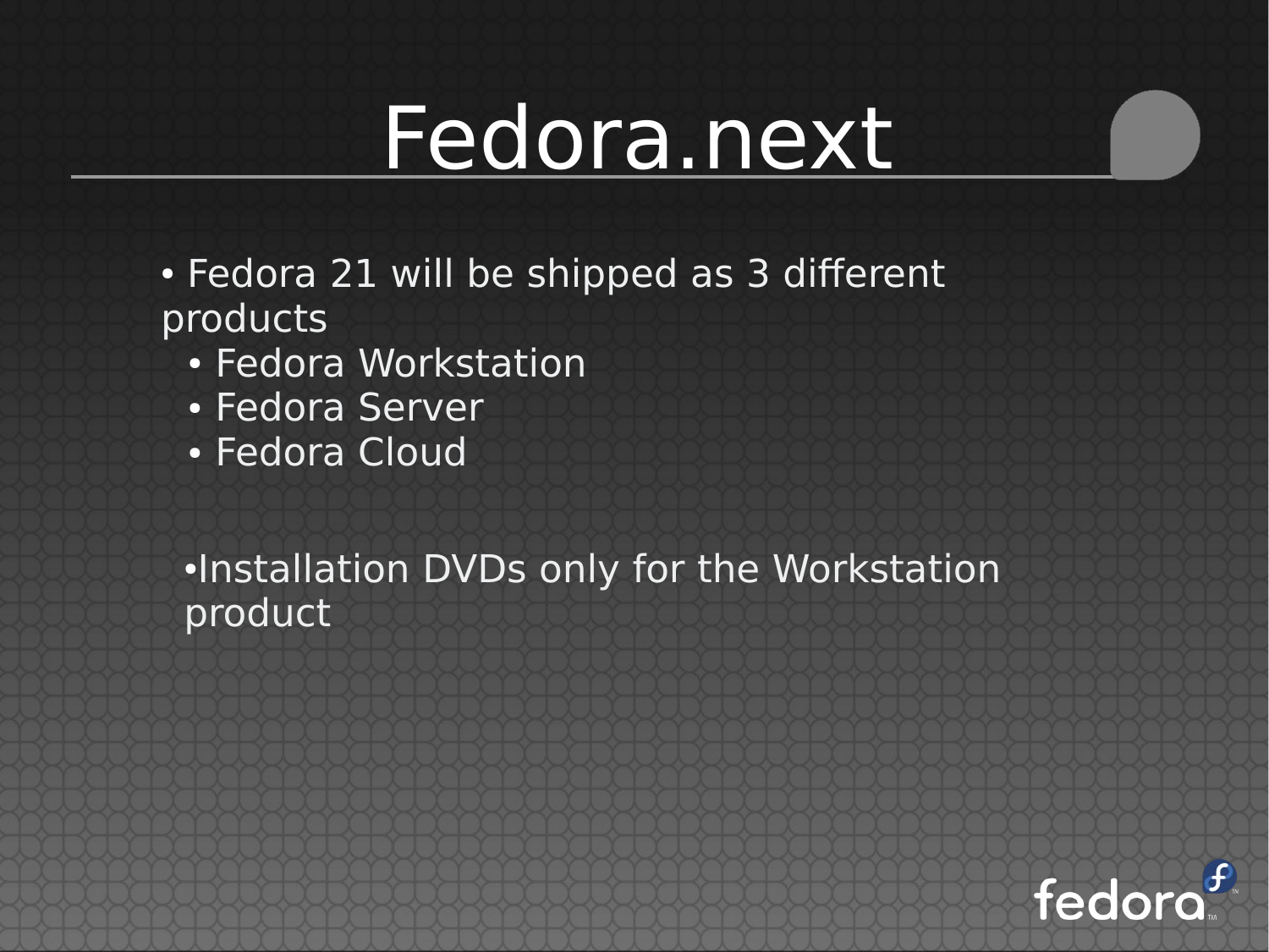# Fedora.next

- Fedora 21 will be shipped as 3 different products
  - Fedora Workstation
  - Fedora Server
  - Fedora Cloud

- Installation DVDs only for the Workstation product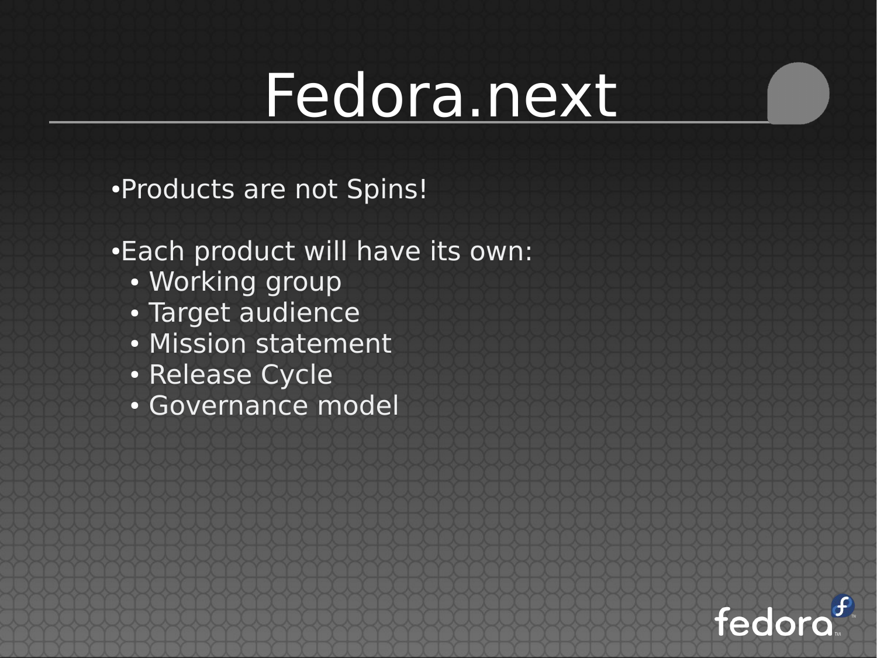# Fedora.next

- Products are not Spins!

- Each product will have its own:
  - Working group
  - Target audience
  - Mission statement
  - Release Cycle
  - Governance model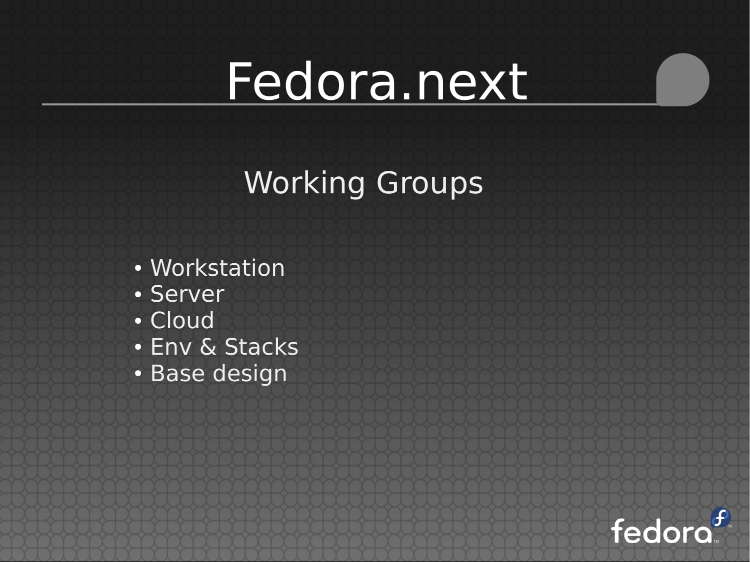# Fedora.next

## Working Groups

- Workstation
- Server
- Cloud
- Env & Stacks
- Base design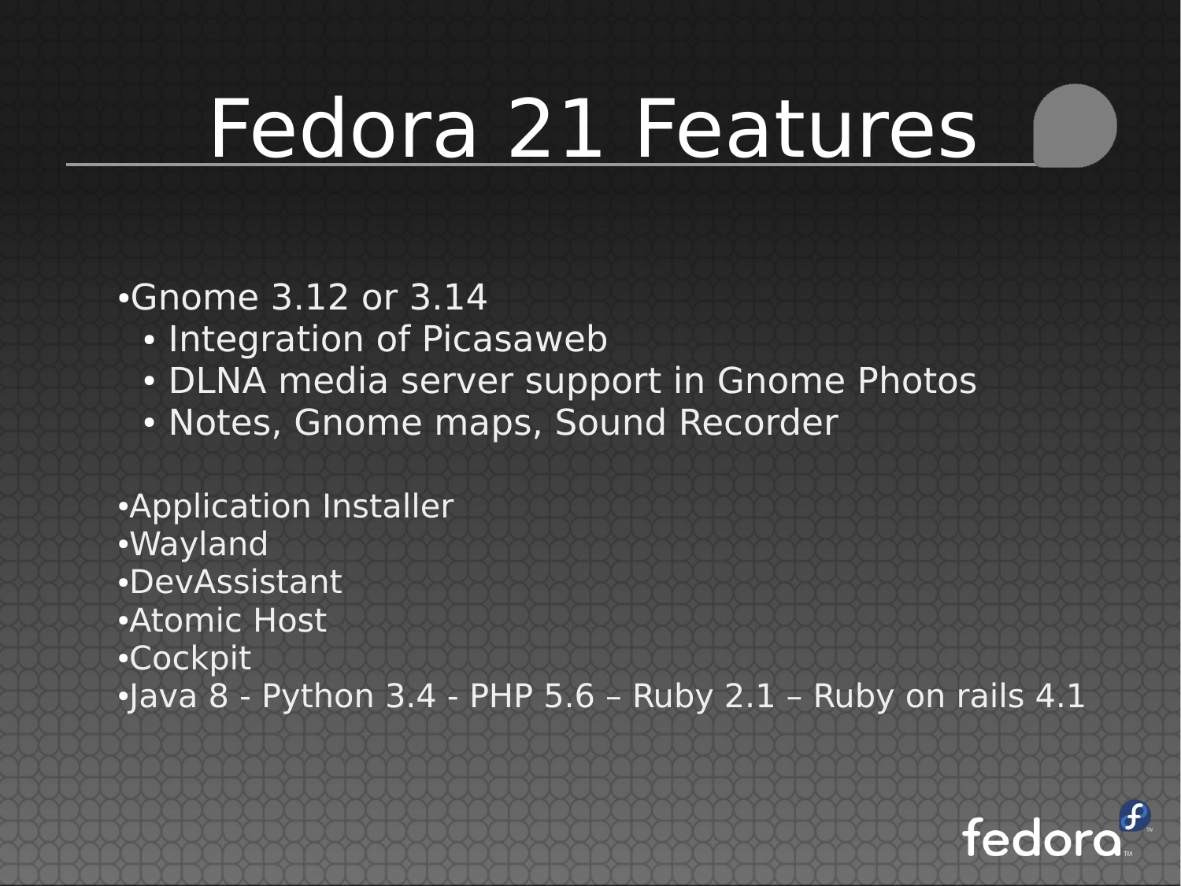# Fedora 21 Features

- Gnome 3.12 or 3.14
  - Integration of Picasaweb
  - DLNA media server support in Gnome Photos
  - Notes, Gnome maps, Sound Recorder

- Application Installer
- Wayland
- DevAssistant
- Atomic Host
- Cockpit
- Java 8 - Python 3.4 - PHP 5.6 – Ruby 2.1 – Ruby on rails 4.1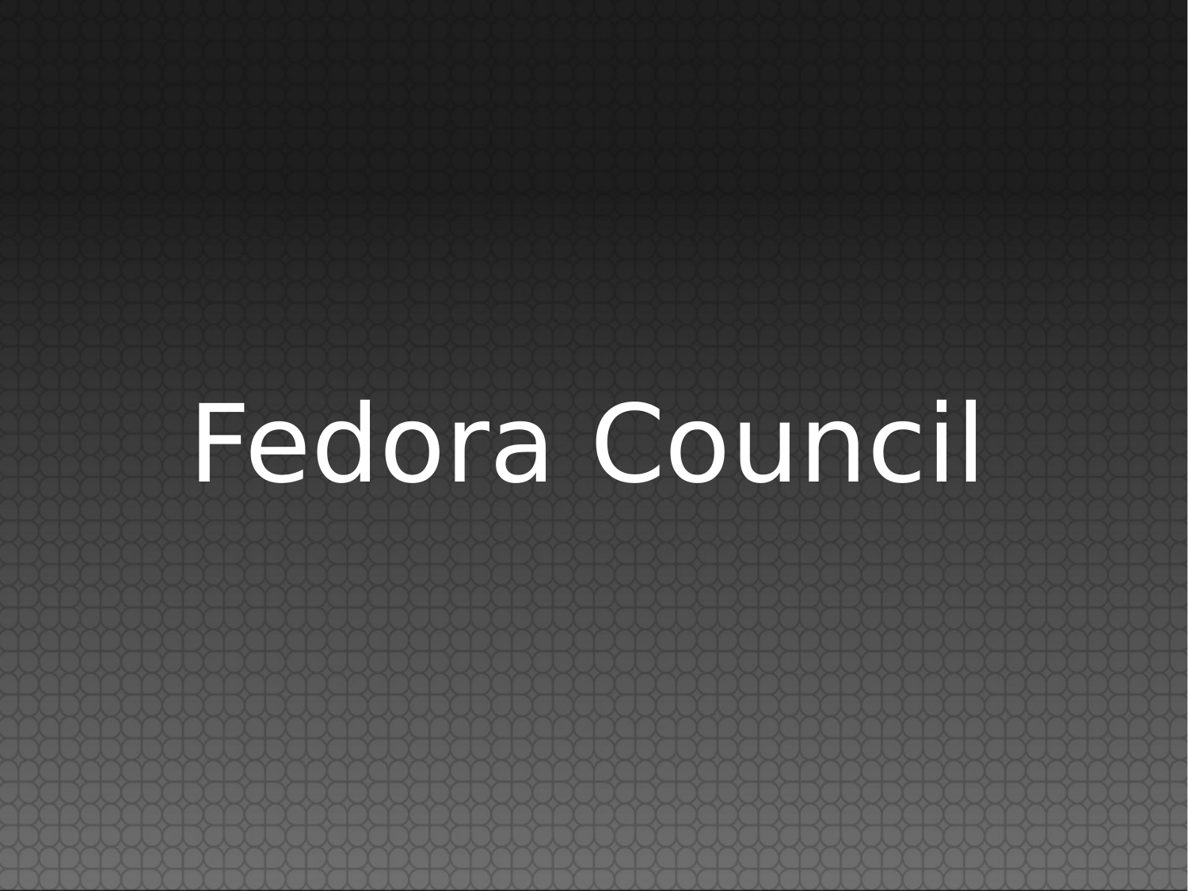# Fedora Council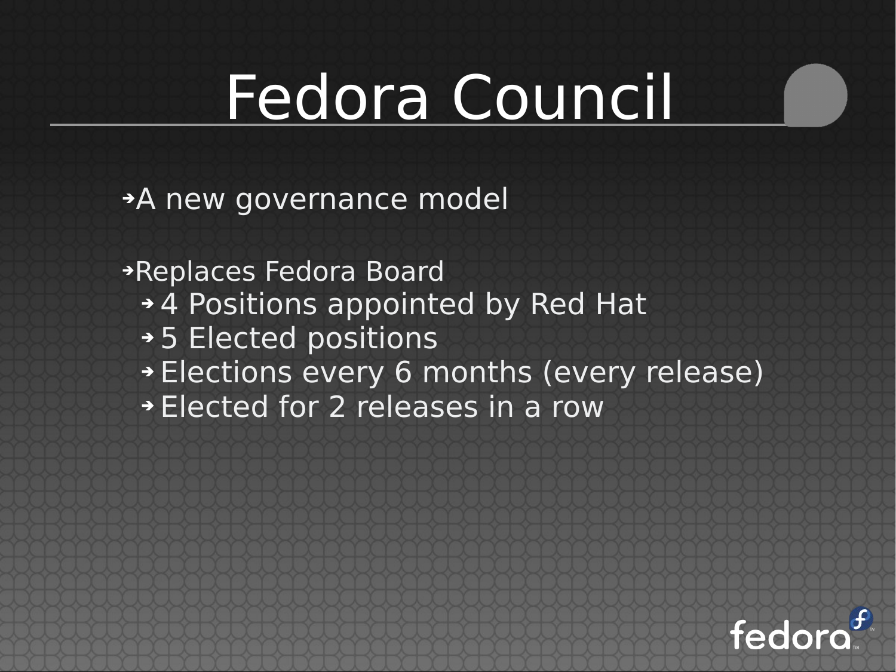# Fedora Council

- A new governance model
- Replaces Fedora Board
  - 4 Positions appointed by Red Hat
  - 5 Elected positions
  - Elections every 6 months (every release)
  - Elected for 2 releases in a row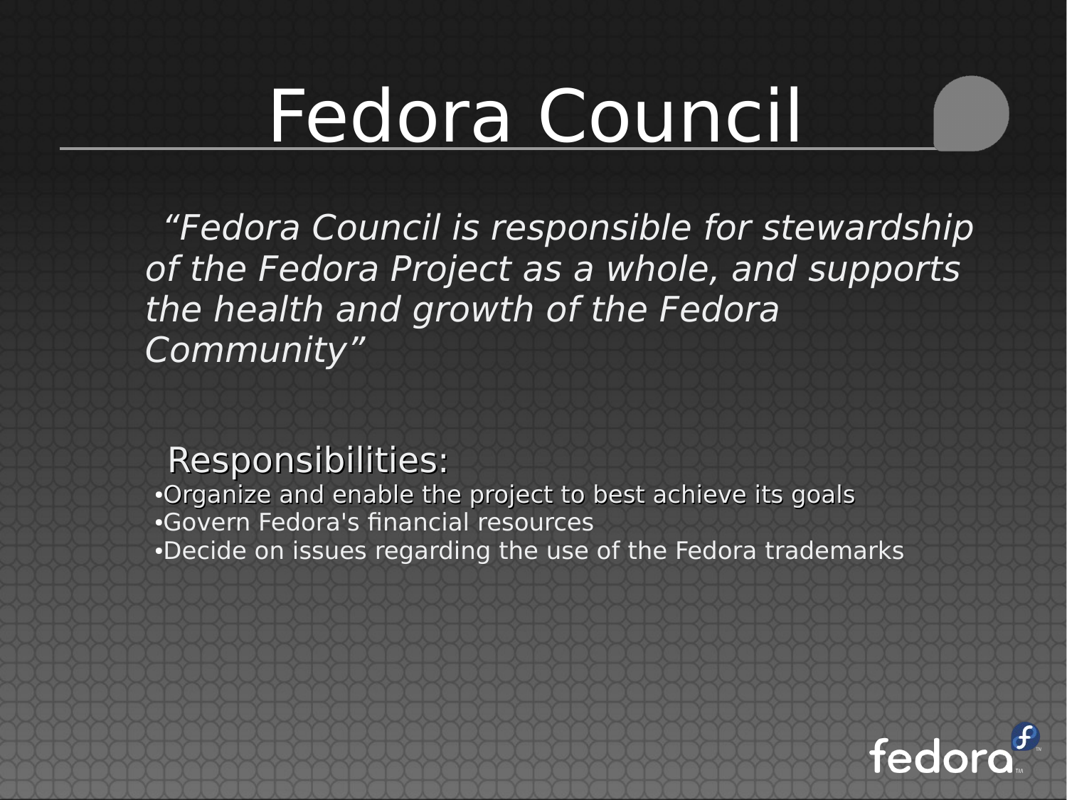# Fedora Council

*“Fedora Council is responsible for stewardship of the Fedora Project as a whole, and supports the health and growth of the Fedora Community”*

Responsibilities:

- Organize and enable the project to best achieve its goals
- Govern Fedora's financial resources
- Decide on issues regarding the use of the Fedora trademarks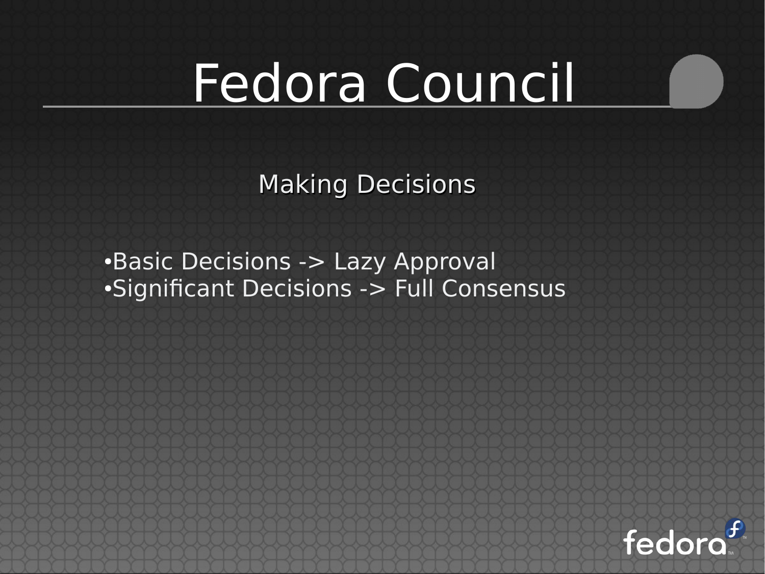# Fedora Council

## Making Decisions

- Basic Decisions -> Lazy Approval
- Significant Decisions -> Full Consensus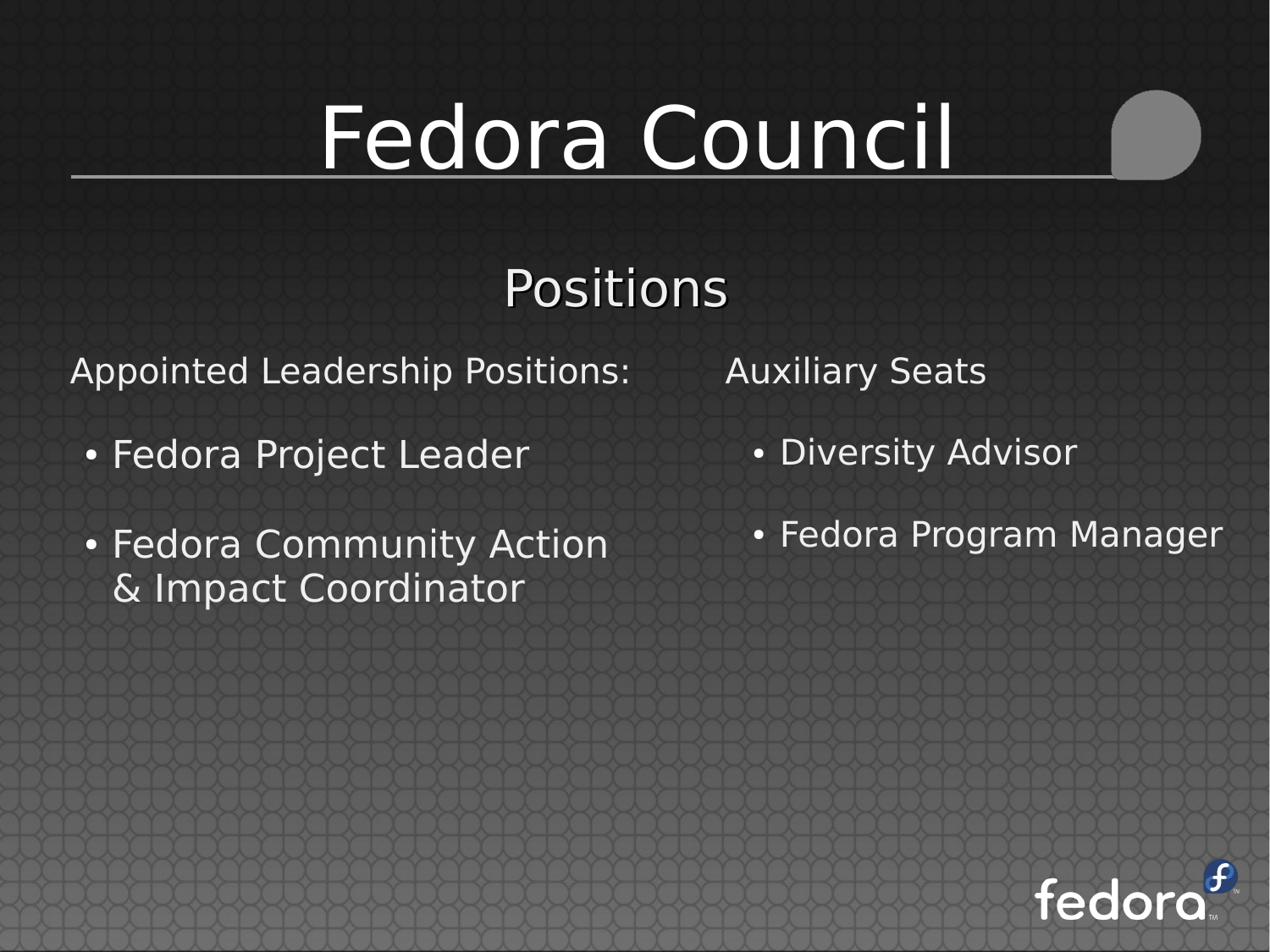# Fedora Council

## Positions

Appointed Leadership Positions:

- Fedora Project Leader
- Fedora Community Action & Impact Coordinator

Auxiliary Seats

- Diversity Advisor
- Fedora Program Manager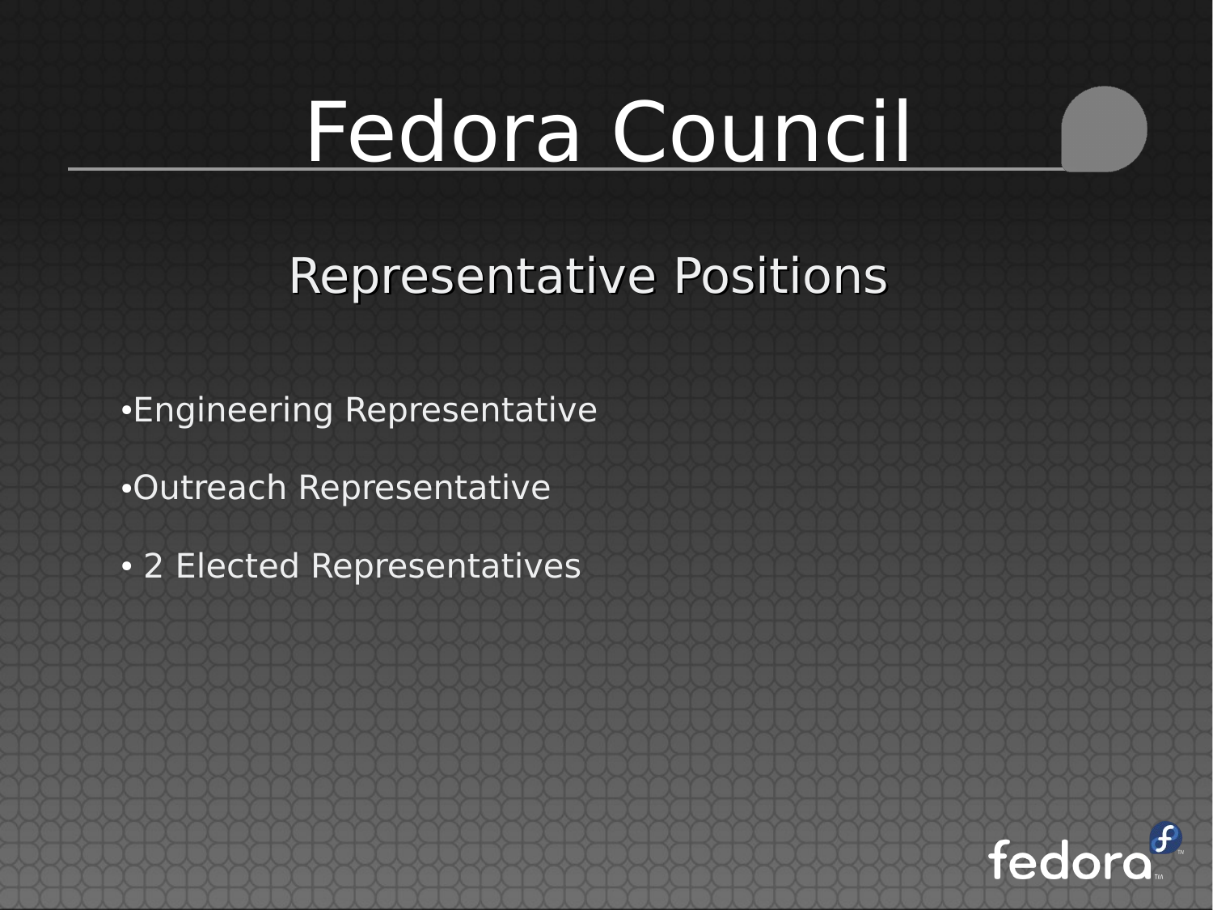# Fedora Council

## Representative Positions

- Engineering Representative
- Outreach Representative
- 2 Elected Representatives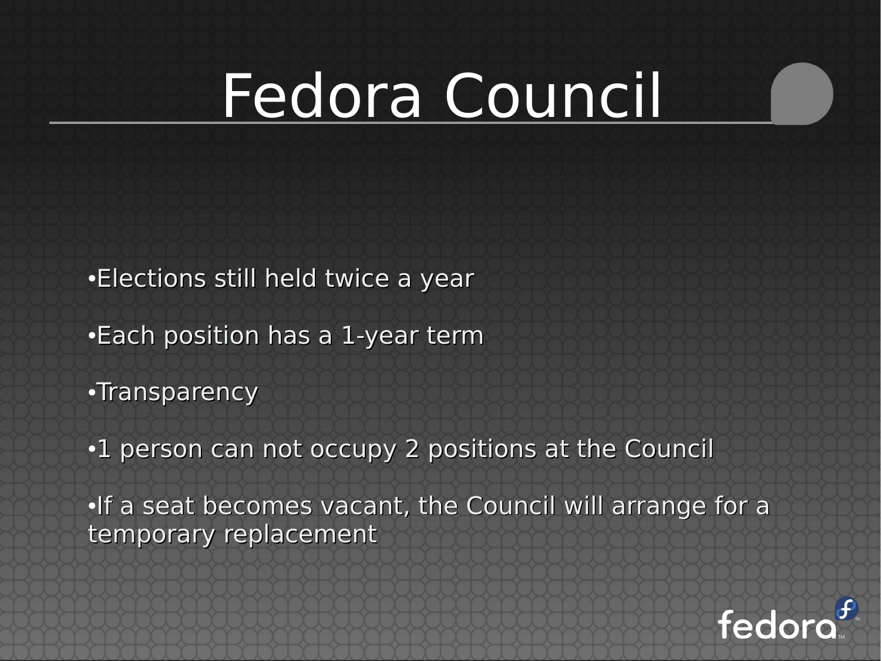# Fedora Council

- Elections still held twice a year
- Each position has a 1-year term
- Transparency
- 1 person can not occupy 2 positions at the Council
- If a seat becomes vacant, the Council will arrange for a temporary replacement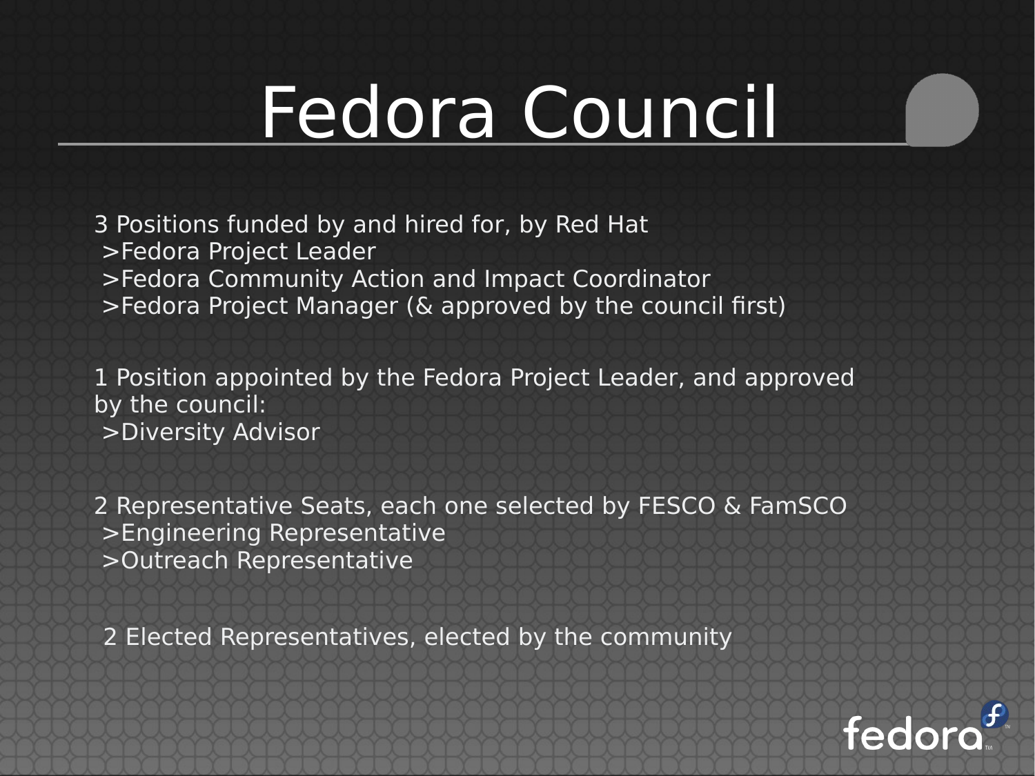# Fedora Council

3 Positions funded by and hired for, by Red Hat
- >Fedora Project Leader
- >Fedora Community Action and Impact Coordinator
- >Fedora Project Manager (& approved by the council first)

1 Position appointed by the Fedora Project Leader, and approved by the council:
- >Diversity Advisor

2 Representative Seats, each one selected by FESCO & FamSCO
- >Engineering Representative
- >Outreach Representative

2 Elected Representatives, elected by the community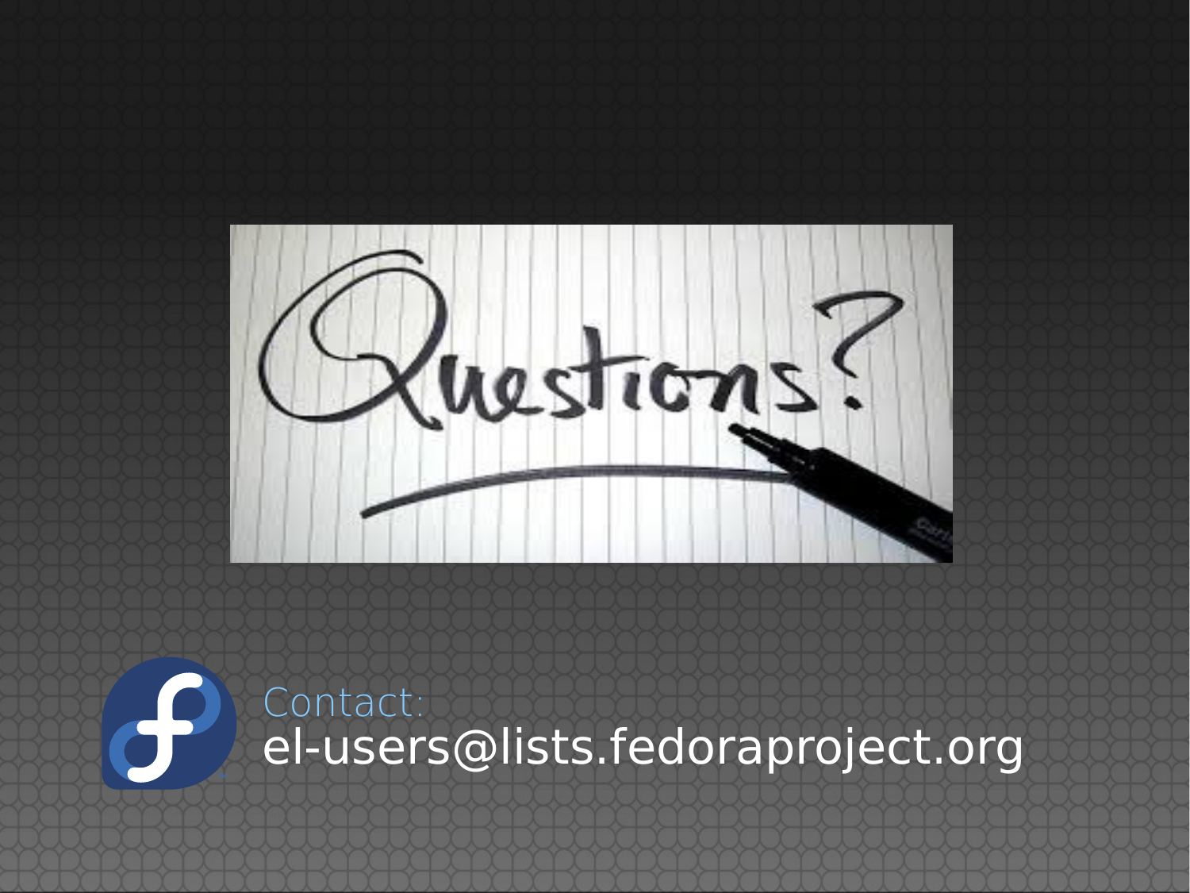Questions?

Contact:
el-users@lists.fedoraproject.org